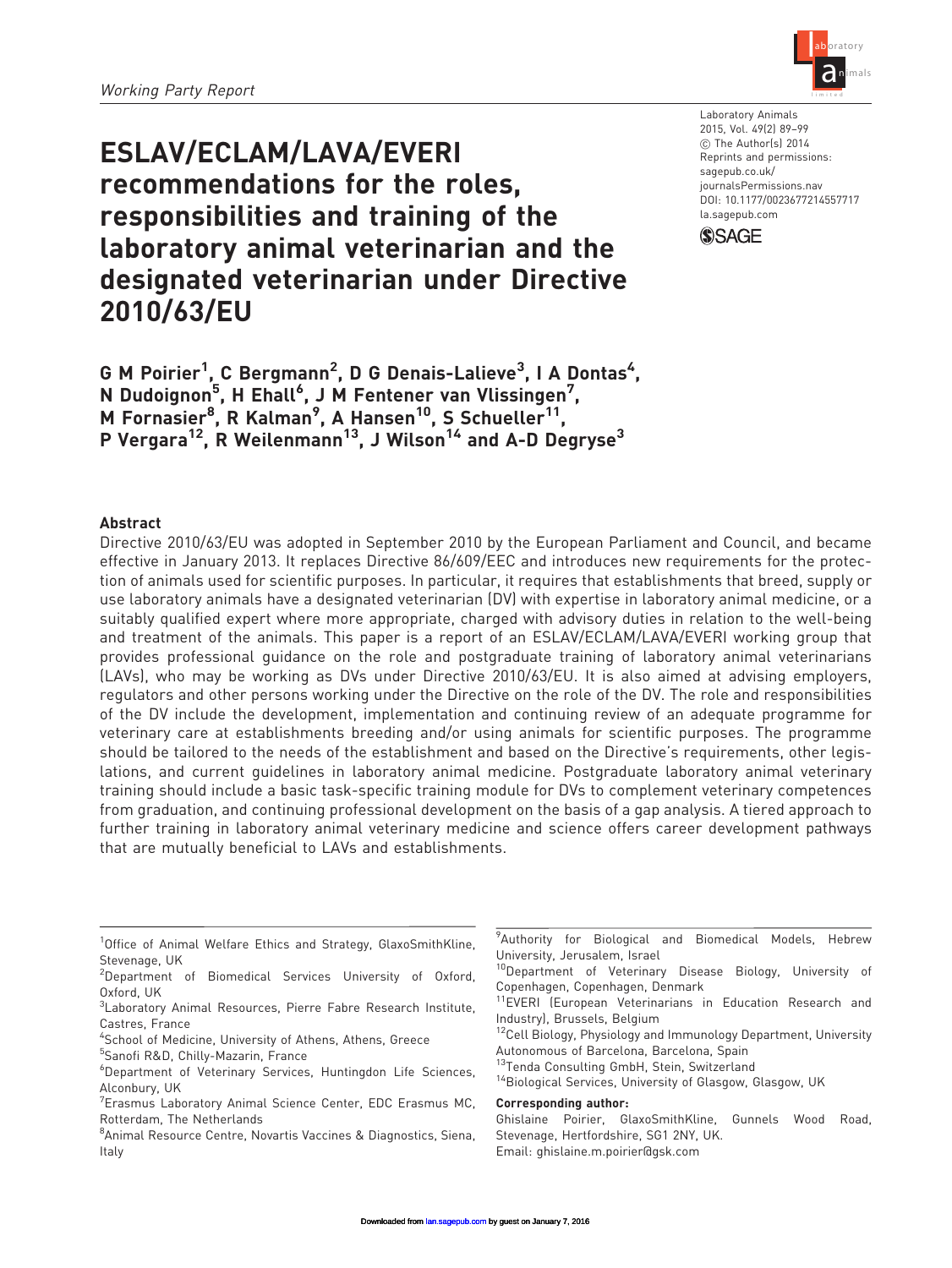*Working Party Report*

# ESLAV/ECLAM/LAVA/EVERI recommendations for the roles, responsibilities and training of the laboratory animal veterinarian and the designated veterinarian under Directive 2010/63/EU

Laboratory Animals
2015, Vol. 49(2) 89–99
© The Author(s) 2014
Reprints and permissions:
sagepub.co.uk/journalsPermissions.nav
DOI: 10.1177/0023677214557717
la.sagepub.com

**G M Poirier[1], C Bergmann[2], D G Denais-Lalieve[3], I A Dontas[4], N Dudoignon[5], H Ehall[6], J M Fentener van Vlissingen[7], M Fornasier[8], R Kalman[9], A Hansen[10], S Schueller[11], P Vergara[12], R Weilenmann[13], J Wilson[14] and A-D Degryse[3]**

## Abstract

Directive 2010/63/EU was adopted in September 2010 by the European Parliament and Council, and became effective in January 2013. It replaces Directive 86/609/EEC and introduces new requirements for the protection of animals used for scientific purposes. In particular, it requires that establishments that breed, supply or use laboratory animals have a designated veterinarian (DV) with expertise in laboratory animal medicine, or a suitably qualified expert where more appropriate, charged with advisory duties in relation to the well-being and treatment of the animals. This paper is a report of an ESLAV/ECLAM/LAVA/EVERI working group that provides professional guidance on the role and postgraduate training of laboratory animal veterinarians (LAVs), who may be working as DVs under Directive 2010/63/EU. It is also aimed at advising employers, regulators and other persons working under the Directive on the role of the DV. The role and responsibilities of the DV include the development, implementation and continuing review of an adequate programme for veterinary care at establishments breeding and/or using animals for scientific purposes. The programme should be tailored to the needs of the establishment and based on the Directive's requirements, other legislations, and current guidelines in laboratory animal medicine. Postgraduate laboratory animal veterinary training should include a basic task-specific training module for DVs to complement veterinary competences from graduation, and continuing professional development on the basis of a gap analysis. A tiered approach to further training in laboratory animal veterinary medicine and science offers career development pathways that are mutually beneficial to LAVs and establishments.

[1]Office of Animal Welfare Ethics and Strategy, GlaxoSmithKline, Stevenage, UK
[2]Department of Biomedical Services University of Oxford, Oxford, UK
[3]Laboratory Animal Resources, Pierre Fabre Research Institute, Castres, France
[4]School of Medicine, University of Athens, Athens, Greece
[5]Sanofi R&D, Chilly-Mazarin, France
[6]Department of Veterinary Services, Huntingdon Life Sciences, Alconbury, UK
[7]Erasmus Laboratory Animal Science Center, EDC Erasmus MC, Rotterdam, The Netherlands
[8]Animal Resource Centre, Novartis Vaccines & Diagnostics, Siena, Italy
[9]Authority for Biological and Biomedical Models, Hebrew University, Jerusalem, Israel
[10]Department of Veterinary Disease Biology, University of Copenhagen, Copenhagen, Denmark
[11]EVERI (European Veterinarians in Education Research and Industry), Brussels, Belgium
[12]Cell Biology, Physiology and Immunology Department, University Autonomous of Barcelona, Barcelona, Spain
[13]Tenda Consulting GmbH, Stein, Switzerland
[14]Biological Services, University of Glasgow, Glasgow, UK

**Corresponding author:**
Ghislaine Poirier, GlaxoSmithKline, Gunnels Wood Road, Stevenage, Hertfordshire, SG1 2NY, UK.
Email: ghislaine.m.poirier@gsk.com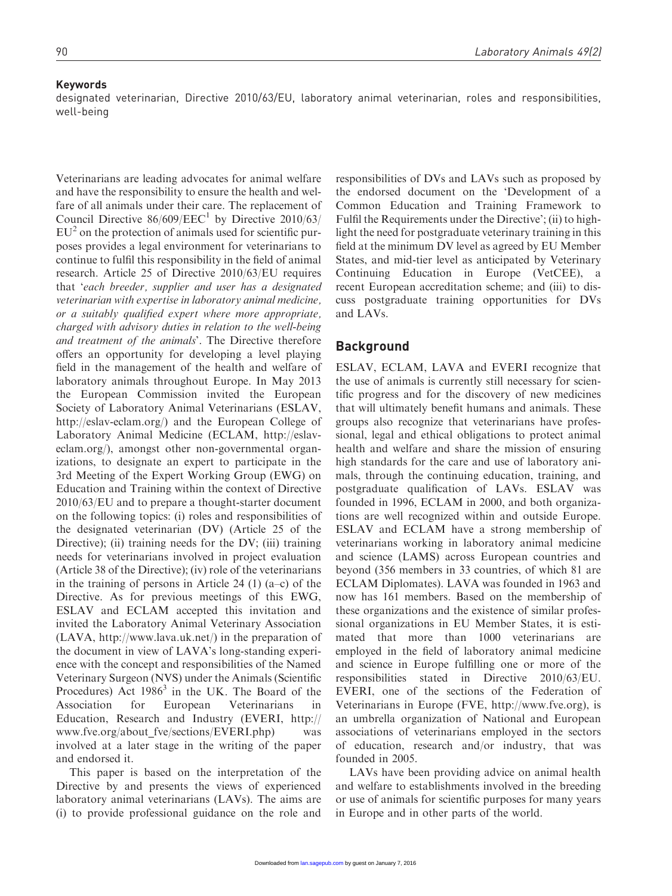**Keywords**

designated veterinarian, Directive 2010/63/EU, laboratory animal veterinarian, roles and responsibilities, well-being

Veterinarians are leading advocates for animal welfare and have the responsibility to ensure the health and welfare of all animals under their care. The replacement of Council Directive 86/609/EEC[1] by Directive 2010/63/EU[2] on the protection of animals used for scientific purposes provides a legal environment for veterinarians to continue to fulfil this responsibility in the field of animal research. Article 25 of Directive 2010/63/EU requires that '*each breeder, supplier and user has a designated veterinarian with expertise in laboratory animal medicine, or a suitably qualified expert where more appropriate, charged with advisory duties in relation to the well-being and treatment of the animals*'. The Directive therefore offers an opportunity for developing a level playing field in the management of the health and welfare of laboratory animals throughout Europe. In May 2013 the European Commission invited the European Society of Laboratory Animal Veterinarians (ESLAV, http://eslav-eclam.org/) and the European College of Laboratory Animal Medicine (ECLAM, http://eslav-eclam.org/), amongst other non-governmental organizations, to designate an expert to participate in the 3rd Meeting of the Expert Working Group (EWG) on Education and Training within the context of Directive 2010/63/EU and to prepare a thought-starter document on the following topics: (i) roles and responsibilities of the designated veterinarian (DV) (Article 25 of the Directive); (ii) training needs for the DV; (iii) training needs for veterinarians involved in project evaluation (Article 38 of the Directive); (iv) role of the veterinarians in the training of persons in Article 24 (1) (a–c) of the Directive. As for previous meetings of this EWG, ESLAV and ECLAM accepted this invitation and invited the Laboratory Animal Veterinary Association (LAVA, http://www.lava.uk.net/) in the preparation of the document in view of LAVA's long-standing experience with the concept and responsibilities of the Named Veterinary Surgeon (NVS) under the Animals (Scientific Procedures) Act 1986[3] in the UK. The Board of the Association for European Veterinarians in Education, Research and Industry (EVERI, http://www.fve.org/about_fve/sections/EVERI.php) was involved at a later stage in the writing of the paper and endorsed it.

This paper is based on the interpretation of the Directive by and presents the views of experienced laboratory animal veterinarians (LAVs). The aims are (i) to provide professional guidance on the role and responsibilities of DVs and LAVs such as proposed by the endorsed document on the 'Development of a Common Education and Training Framework to Fulfil the Requirements under the Directive'; (ii) to highlight the need for postgraduate veterinary training in this field at the minimum DV level as agreed by EU Member States, and mid-tier level as anticipated by Veterinary Continuing Education in Europe (VetCEE), a recent European accreditation scheme; and (iii) to discuss postgraduate training opportunities for DVs and LAVs.

## Background

ESLAV, ECLAM, LAVA and EVERI recognize that the use of animals is currently still necessary for scientific progress and for the discovery of new medicines that will ultimately benefit humans and animals. These groups also recognize that veterinarians have professional, legal and ethical obligations to protect animal health and welfare and share the mission of ensuring high standards for the care and use of laboratory animals, through the continuing education, training, and postgraduate qualification of LAVs. ESLAV was founded in 1996, ECLAM in 2000, and both organizations are well recognized within and outside Europe. ESLAV and ECLAM have a strong membership of veterinarians working in laboratory animal medicine and science (LAMS) across European countries and beyond (356 members in 33 countries, of which 81 are ECLAM Diplomates). LAVA was founded in 1963 and now has 161 members. Based on the membership of these organizations and the existence of similar professional organizations in EU Member States, it is estimated that more than 1000 veterinarians are employed in the field of laboratory animal medicine and science in Europe fulfilling one or more of the responsibilities stated in Directive 2010/63/EU. EVERI, one of the sections of the Federation of Veterinarians in Europe (FVE, http://www.fve.org), is an umbrella organization of National and European associations of veterinarians employed in the sectors of education, research and/or industry, that was founded in 2005.

LAVs have been providing advice on animal health and welfare to establishments involved in the breeding or use of animals for scientific purposes for many years in Europe and in other parts of the world.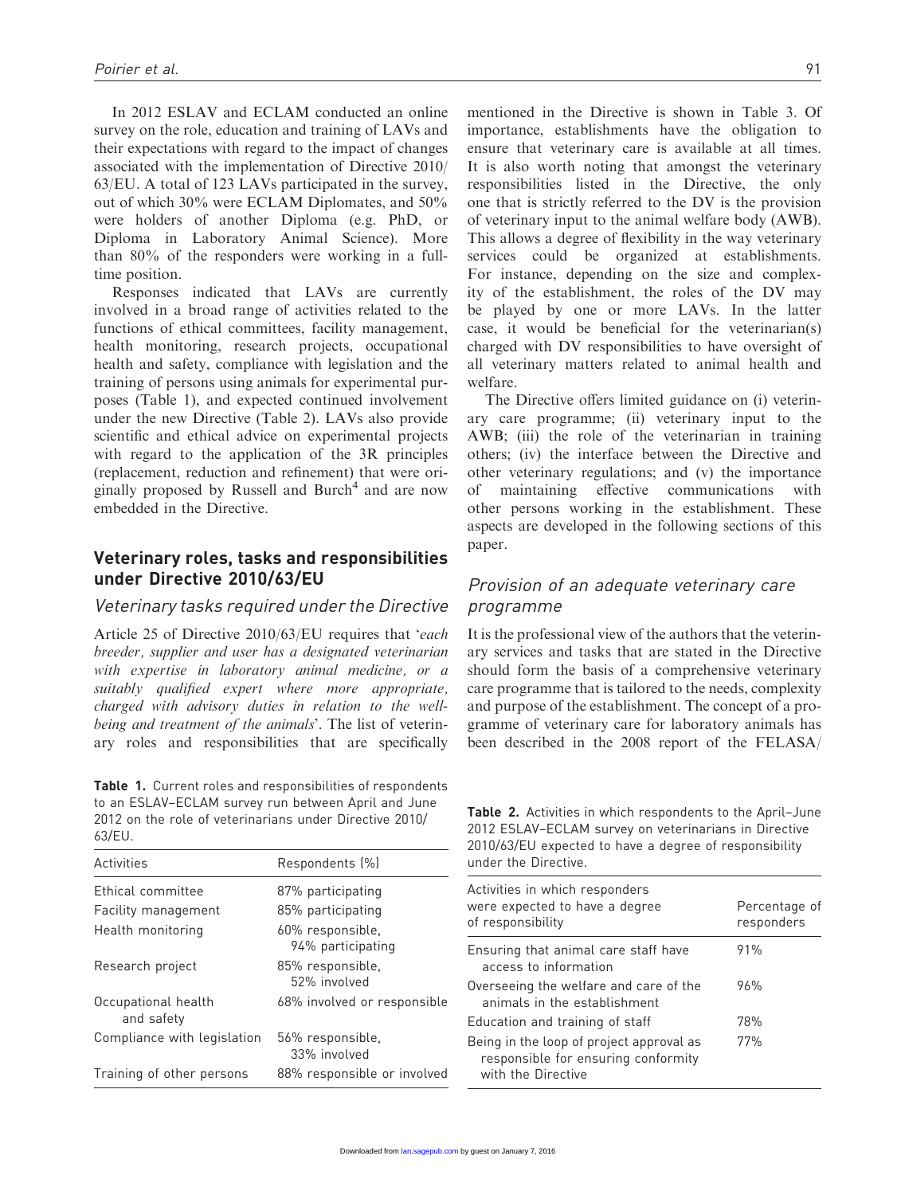In 2012 ESLAV and ECLAM conducted an online survey on the role, education and training of LAVs and their expectations with regard to the impact of changes associated with the implementation of Directive 2010/63/EU. A total of 123 LAVs participated in the survey, out of which 30% were ECLAM Diplomates, and 50% were holders of another Diploma (e.g. PhD, or Diploma in Laboratory Animal Science). More than 80% of the responders were working in a full-time position.

Responses indicated that LAVs are currently involved in a broad range of activities related to the functions of ethical committees, facility management, health monitoring, research projects, occupational health and safety, compliance with legislation and the training of persons using animals for experimental purposes (Table 1), and expected continued involvement under the new Directive (Table 2). LAVs also provide scientific and ethical advice on experimental projects with regard to the application of the 3R principles (replacement, reduction and refinement) that were originally proposed by Russell and Burch[4] and are now embedded in the Directive.

## Veterinary roles, tasks and responsibilities under Directive 2010/63/EU

### Veterinary tasks required under the Directive

Article 25 of Directive 2010/63/EU requires that '*each breeder, supplier and user has a designated veterinarian with expertise in laboratory animal medicine, or a suitably qualified expert where more appropriate, charged with advisory duties in relation to the well-being and treatment of the animals*'. The list of veterinary roles and responsibilities that are specifically mentioned in the Directive is shown in Table 3. Of importance, establishments have the obligation to ensure that veterinary care is available at all times. It is also worth noting that amongst the veterinary responsibilities listed in the Directive, the only one that is strictly referred to the DV is the provision of veterinary input to the animal welfare body (AWB). This allows a degree of flexibility in the way veterinary services could be organized at establishments. For instance, depending on the size and complexity of the establishment, the roles of the DV may be played by one or more LAVs. In the latter case, it would be beneficial for the veterinarian(s) charged with DV responsibilities to have oversight of all veterinary matters related to animal health and welfare.

The Directive offers limited guidance on (i) veterinary care programme; (ii) veterinary input to the AWB; (iii) the role of the veterinarian in training others; (iv) the interface between the Directive and other veterinary regulations; and (v) the importance of maintaining effective communications with other persons working in the establishment. These aspects are developed in the following sections of this paper.

### Provision of an adequate veterinary care programme

It is the professional view of the authors that the veterinary services and tasks that are stated in the Directive should form the basis of a comprehensive veterinary care programme that is tailored to the needs, complexity and purpose of the establishment. The concept of a programme of veterinary care for laboratory animals has been described in the 2008 report of the FELASA/

**Table 1.** Current roles and responsibilities of respondents to an ESLAV–ECLAM survey run between April and June 2012 on the role of veterinarians under Directive 2010/63/EU.

| Activities | Respondents (%) |
|---|---|
| Ethical committee | 87% participating |
| Facility management | 85% participating |
| Health monitoring | 60% responsible, 94% participating |
| Research project | 85% responsible, 52% involved |
| Occupational health and safety | 68% involved or responsible |
| Compliance with legislation | 56% responsible, 33% involved |
| Training of other persons | 88% responsible or involved |

**Table 2.** Activities in which respondents to the April–June 2012 ESLAV–ECLAM survey on veterinarians in Directive 2010/63/EU expected to have a degree of responsibility under the Directive.

| Activities in which responders were expected to have a degree of responsibility | Percentage of responders |
|---|---|
| Ensuring that animal care staff have access to information | 91% |
| Overseeing the welfare and care of the animals in the establishment | 96% |
| Education and training of staff | 78% |
| Being in the loop of project approval as responsible for ensuring conformity with the Directive | 77% |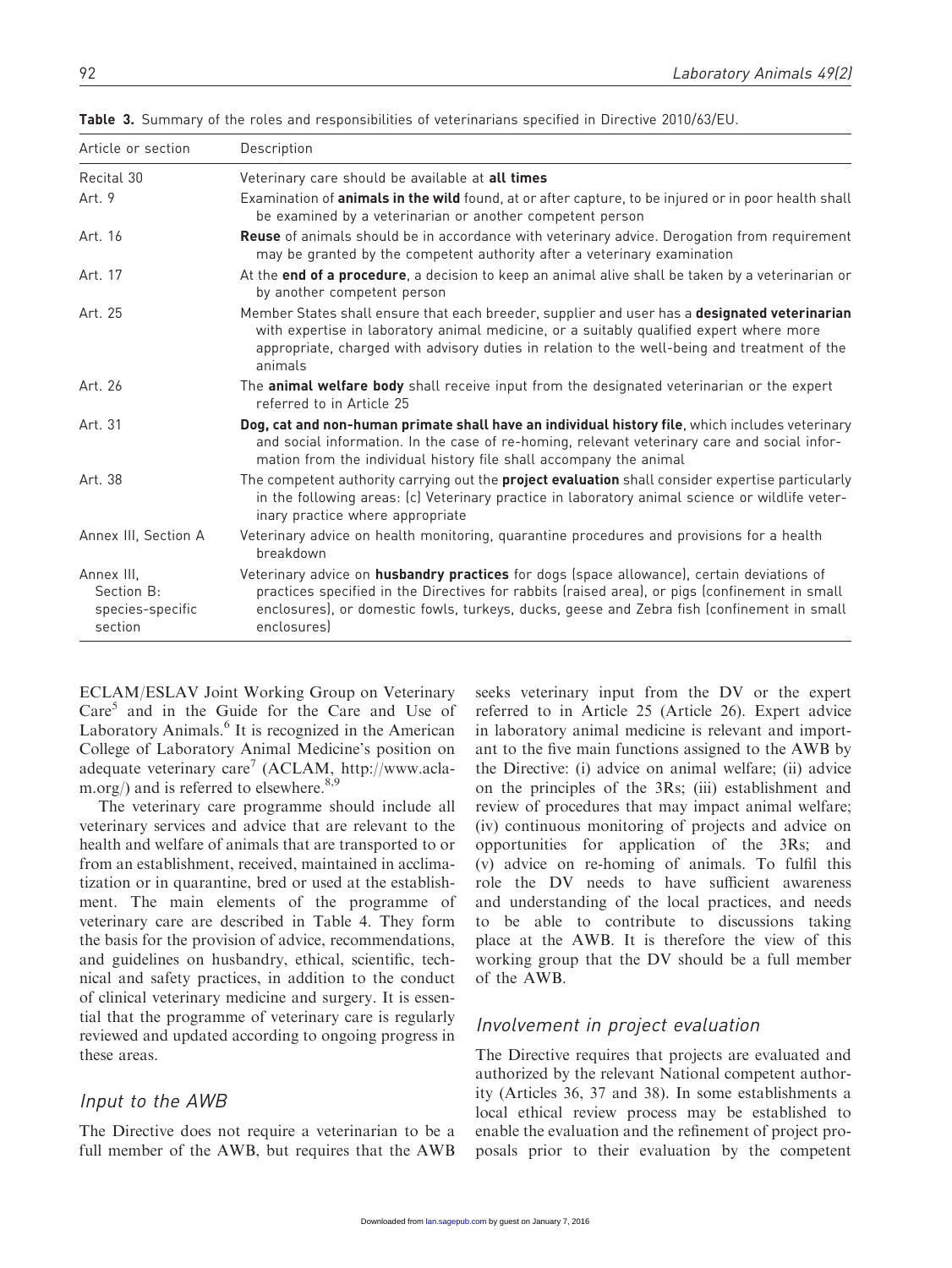**Table 3.** Summary of the roles and responsibilities of veterinarians specified in Directive 2010/63/EU.

| Article or section | Description |
|---|---|
| Recital 30 | Veterinary care should be available at **all times** |
| Art. 9 | Examination of **animals in the wild** found, at or after capture, to be injured or in poor health shall be examined by a veterinarian or another competent person |
| Art. 16 | **Reuse** of animals should be in accordance with veterinary advice. Derogation from requirement may be granted by the competent authority after a veterinary examination |
| Art. 17 | At the **end of a procedure**, a decision to keep an animal alive shall be taken by a veterinarian or by another competent person |
| Art. 25 | Member States shall ensure that each breeder, supplier and user has a **designated veterinarian** with expertise in laboratory animal medicine, or a suitably qualified expert where more appropriate, charged with advisory duties in relation to the well-being and treatment of the animals |
| Art. 26 | The **animal welfare body** shall receive input from the designated veterinarian or the expert referred to in Article 25 |
| Art. 31 | **Dog, cat and non-human primate shall have an individual history file**, which includes veterinary and social information. In the case of re-homing, relevant veterinary care and social information from the individual history file shall accompany the animal |
| Art. 38 | The competent authority carrying out the **project evaluation** shall consider expertise particularly in the following areas: (c) Veterinary practice in laboratory animal science or wildlife veterinary practice where appropriate |
| Annex III, Section A | Veterinary advice on health monitoring, quarantine procedures and provisions for a health breakdown |
| Annex III, Section B: species-specific section | Veterinary advice on **husbandry practices** for dogs (space allowance), certain deviations of practices specified in the Directives for rabbits (raised area), or pigs (confinement in small enclosures), or domestic fowls, turkeys, ducks, geese and Zebra fish (confinement in small enclosures) |

ECLAM/ESLAV Joint Working Group on Veterinary Care[5] and in the Guide for the Care and Use of Laboratory Animals.[6] It is recognized in the American College of Laboratory Animal Medicine's position on adequate veterinary care[7] (ACLAM, http://www.aclam.org/) and is referred to elsewhere.[8,9]

The veterinary care programme should include all veterinary services and advice that are relevant to the health and welfare of animals that are transported to or from an establishment, received, maintained in acclimatization or in quarantine, bred or used at the establishment. The main elements of the programme of veterinary care are described in Table 4. They form the basis for the provision of advice, recommendations, and guidelines on husbandry, ethical, scientific, technical and safety practices, in addition to the conduct of clinical veterinary medicine and surgery. It is essential that the programme of veterinary care is regularly reviewed and updated according to ongoing progress in these areas.

## *Input to the AWB*

The Directive does not require a veterinarian to be a full member of the AWB, but requires that the AWB seeks veterinary input from the DV or the expert referred to in Article 25 (Article 26). Expert advice in laboratory animal medicine is relevant and important to the five main functions assigned to the AWB by the Directive: (i) advice on animal welfare; (ii) advice on the principles of the 3Rs; (iii) establishment and review of procedures that may impact animal welfare; (iv) continuous monitoring of projects and advice on opportunities for application of the 3Rs; and (v) advice on re-homing of animals. To fulfil this role the DV needs to have sufficient awareness and understanding of the local practices, and needs to be able to contribute to discussions taking place at the AWB. It is therefore the view of this working group that the DV should be a full member of the AWB.

## *Involvement in project evaluation*

The Directive requires that projects are evaluated and authorized by the relevant National competent authority (Articles 36, 37 and 38). In some establishments a local ethical review process may be established to enable the evaluation and the refinement of project proposals prior to their evaluation by the competent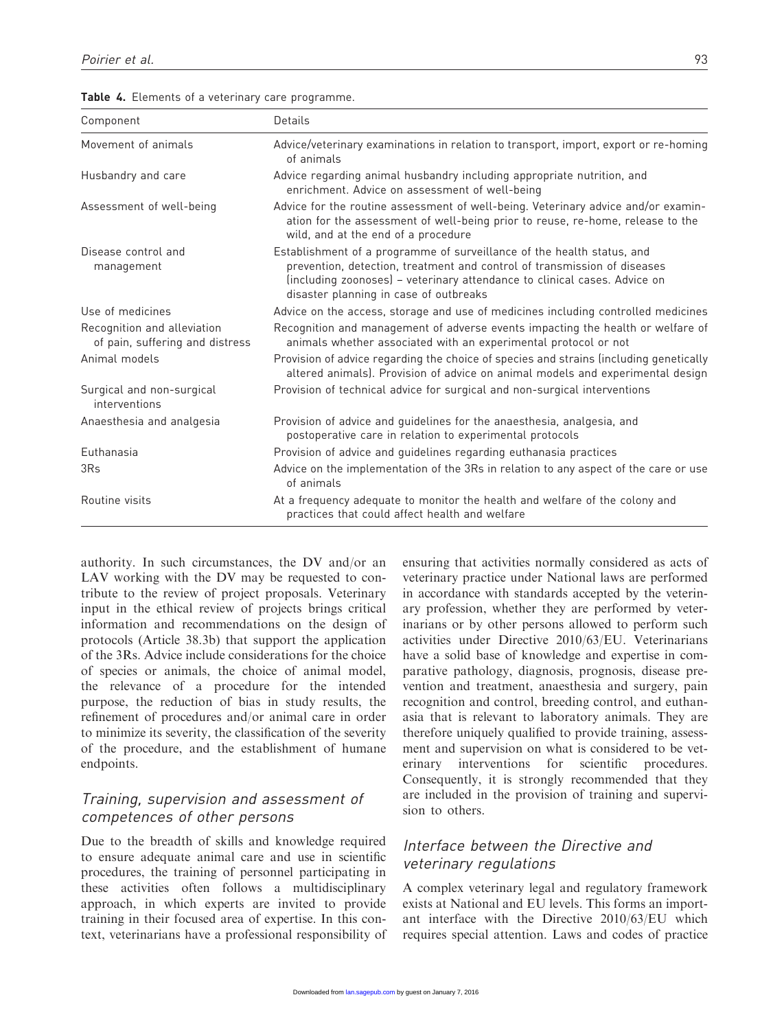**Table 4.** Elements of a veterinary care programme.

| Component | Details |
| --- | --- |
| Movement of animals | Advice/veterinary examinations in relation to transport, import, export or re-homing of animals |
| Husbandry and care | Advice regarding animal husbandry including appropriate nutrition, and enrichment. Advice on assessment of well-being |
| Assessment of well-being | Advice for the routine assessment of well-being. Veterinary advice and/or examination for the assessment of well-being prior to reuse, re-home, release to the wild, and at the end of a procedure |
| Disease control and management | Establishment of a programme of surveillance of the health status, and prevention, detection, treatment and control of transmission of diseases (including zoonoses) – veterinary attendance to clinical cases. Advice on disaster planning in case of outbreaks |
| Use of medicines | Advice on the access, storage and use of medicines including controlled medicines |
| Recognition and alleviation of pain, suffering and distress | Recognition and management of adverse events impacting the health or welfare of animals whether associated with an experimental protocol or not |
| Animal models | Provision of advice regarding the choice of species and strains (including genetically altered animals). Provision of advice on animal models and experimental design |
| Surgical and non-surgical interventions | Provision of technical advice for surgical and non-surgical interventions |
| Anaesthesia and analgesia | Provision of advice and guidelines for the anaesthesia, analgesia, and postoperative care in relation to experimental protocols |
| Euthanasia | Provision of advice and guidelines regarding euthanasia practices |
| 3Rs | Advice on the implementation of the 3Rs in relation to any aspect of the care or use of animals |
| Routine visits | At a frequency adequate to monitor the health and welfare of the colony and practices that could affect health and welfare |

authority. In such circumstances, the DV and/or an LAV working with the DV may be requested to contribute to the review of project proposals. Veterinary input in the ethical review of projects brings critical information and recommendations on the design of protocols (Article 38.3b) that support the application of the 3Rs. Advice include considerations for the choice of species or animals, the choice of animal model, the relevance of a procedure for the intended purpose, the reduction of bias in study results, the refinement of procedures and/or animal care in order to minimize its severity, the classification of the severity of the procedure, and the establishment of humane endpoints.

## Training, supervision and assessment of competences of other persons

Due to the breadth of skills and knowledge required to ensure adequate animal care and use in scientific procedures, the training of personnel participating in these activities often follows a multidisciplinary approach, in which experts are invited to provide training in their focused area of expertise. In this context, veterinarians have a professional responsibility of ensuring that activities normally considered as acts of veterinary practice under National laws are performed in accordance with standards accepted by the veterinary profession, whether they are performed by veterinarians or by other persons allowed to perform such activities under Directive 2010/63/EU. Veterinarians have a solid base of knowledge and expertise in comparative pathology, diagnosis, prognosis, disease prevention and treatment, anaesthesia and surgery, pain recognition and control, breeding control, and euthanasia that is relevant to laboratory animals. They are therefore uniquely qualified to provide training, assessment and supervision on what is considered to be veterinary interventions for scientific procedures. Consequently, it is strongly recommended that they are included in the provision of training and supervision to others.

## Interface between the Directive and veterinary regulations

A complex veterinary legal and regulatory framework exists at National and EU levels. This forms an important interface with the Directive 2010/63/EU which requires special attention. Laws and codes of practice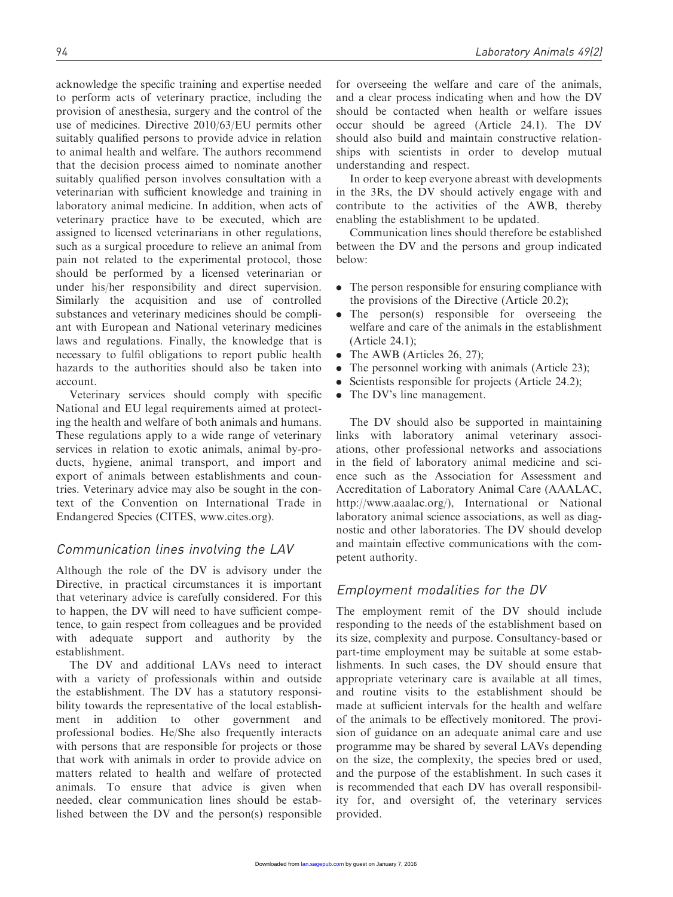acknowledge the specific training and expertise needed to perform acts of veterinary practice, including the provision of anesthesia, surgery and the control of the use of medicines. Directive 2010/63/EU permits other suitably qualified persons to provide advice in relation to animal health and welfare. The authors recommend that the decision process aimed to nominate another suitably qualified person involves consultation with a veterinarian with sufficient knowledge and training in laboratory animal medicine. In addition, when acts of veterinary practice have to be executed, which are assigned to licensed veterinarians in other regulations, such as a surgical procedure to relieve an animal from pain not related to the experimental protocol, those should be performed by a licensed veterinarian or under his/her responsibility and direct supervision. Similarly the acquisition and use of controlled substances and veterinary medicines should be compliant with European and National veterinary medicines laws and regulations. Finally, the knowledge that is necessary to fulfil obligations to report public health hazards to the authorities should also be taken into account.

Veterinary services should comply with specific National and EU legal requirements aimed at protecting the health and welfare of both animals and humans. These regulations apply to a wide range of veterinary services in relation to exotic animals, animal by-products, hygiene, animal transport, and import and export of animals between establishments and countries. Veterinary advice may also be sought in the context of the Convention on International Trade in Endangered Species (CITES, www.cites.org).

## Communication lines involving the LAV

Although the role of the DV is advisory under the Directive, in practical circumstances it is important that veterinary advice is carefully considered. For this to happen, the DV will need to have sufficient competence, to gain respect from colleagues and be provided with adequate support and authority by the establishment.

The DV and additional LAVs need to interact with a variety of professionals within and outside the establishment. The DV has a statutory responsibility towards the representative of the local establishment in addition to other government and professional bodies. He/She also frequently interacts with persons that are responsible for projects or those that work with animals in order to provide advice on matters related to health and welfare of protected animals. To ensure that advice is given when needed, clear communication lines should be established between the DV and the person(s) responsible for overseeing the welfare and care of the animals, and a clear process indicating when and how the DV should be contacted when health or welfare issues occur should be agreed (Article 24.1). The DV should also build and maintain constructive relationships with scientists in order to develop mutual understanding and respect.

In order to keep everyone abreast with developments in the 3Rs, the DV should actively engage with and contribute to the activities of the AWB, thereby enabling the establishment to be updated.

Communication lines should therefore be established between the DV and the persons and group indicated below:

- The person responsible for ensuring compliance with the provisions of the Directive (Article 20.2);
- The person(s) responsible for overseeing the welfare and care of the animals in the establishment (Article 24.1);
- The AWB (Articles 26, 27);
- The personnel working with animals (Article 23);
- Scientists responsible for projects (Article 24.2);
- The DV's line management.

The DV should also be supported in maintaining links with laboratory animal veterinary associations, other professional networks and associations in the field of laboratory animal medicine and science such as the Association for Assessment and Accreditation of Laboratory Animal Care (AAALAC, http://www.aaalac.org/), International or National laboratory animal science associations, as well as diagnostic and other laboratories. The DV should develop and maintain effective communications with the competent authority.

## Employment modalities for the DV

The employment remit of the DV should include responding to the needs of the establishment based on its size, complexity and purpose. Consultancy-based or part-time employment may be suitable at some establishments. In such cases, the DV should ensure that appropriate veterinary care is available at all times, and routine visits to the establishment should be made at sufficient intervals for the health and welfare of the animals to be effectively monitored. The provision of guidance on an adequate animal care and use programme may be shared by several LAVs depending on the size, the complexity, the species bred or used, and the purpose of the establishment. In such cases it is recommended that each DV has overall responsibility for, and oversight of, the veterinary services provided.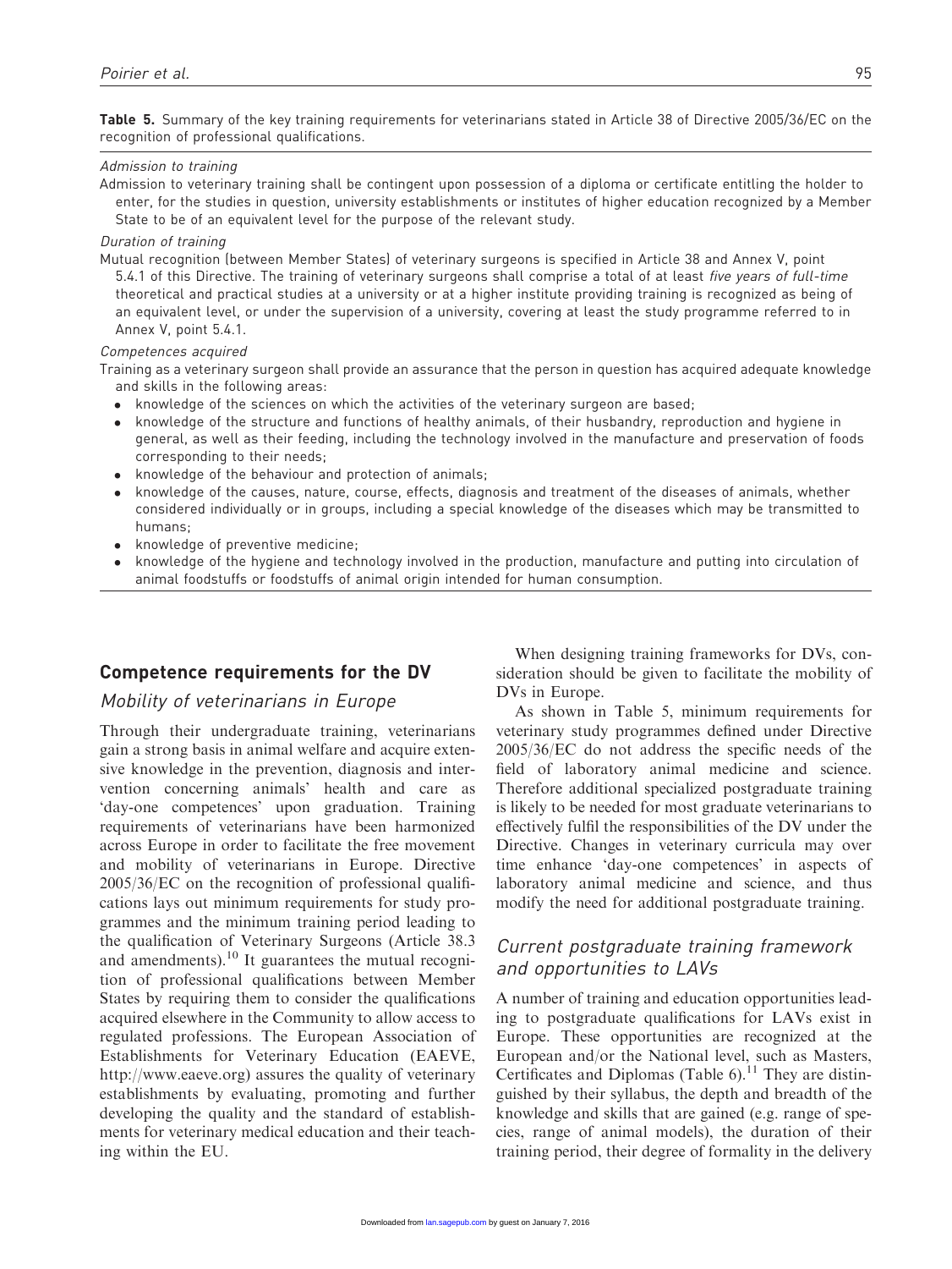**Table 5.** Summary of the key training requirements for veterinarians stated in Article 38 of Directive 2005/36/EC on the recognition of professional qualifications.

*Admission to training*

Admission to veterinary training shall be contingent upon possession of a diploma or certificate entitling the holder to enter, for the studies in question, university establishments or institutes of higher education recognized by a Member State to be of an equivalent level for the purpose of the relevant study.

*Duration of training*

Mutual recognition (between Member States) of veterinary surgeons is specified in Article 38 and Annex V, point 5.4.1 of this Directive. The training of veterinary surgeons shall comprise a total of at least *five years of full-time* theoretical and practical studies at a university or at a higher institute providing training is recognized as being of an equivalent level, or under the supervision of a university, covering at least the study programme referred to in Annex V, point 5.4.1.

*Competences acquired*

Training as a veterinary surgeon shall provide an assurance that the person in question has acquired adequate knowledge and skills in the following areas:

- knowledge of the sciences on which the activities of the veterinary surgeon are based;
- knowledge of the structure and functions of healthy animals, of their husbandry, reproduction and hygiene in general, as well as their feeding, including the technology involved in the manufacture and preservation of foods corresponding to their needs;
- knowledge of the behaviour and protection of animals;
- knowledge of the causes, nature, course, effects, diagnosis and treatment of the diseases of animals, whether considered individually or in groups, including a special knowledge of the diseases which may be transmitted to humans;
- knowledge of preventive medicine;
- knowledge of the hygiene and technology involved in the production, manufacture and putting into circulation of animal foodstuffs or foodstuffs of animal origin intended for human consumption.

## Competence requirements for the DV

### Mobility of veterinarians in Europe

Through their undergraduate training, veterinarians gain a strong basis in animal welfare and acquire extensive knowledge in the prevention, diagnosis and intervention concerning animals' health and care as 'day-one competences' upon graduation. Training requirements of veterinarians have been harmonized across Europe in order to facilitate the free movement and mobility of veterinarians in Europe. Directive 2005/36/EC on the recognition of professional qualifications lays out minimum requirements for study programmes and the minimum training period leading to the qualification of Veterinary Surgeons (Article 38.3 and amendments).[10] It guarantees the mutual recognition of professional qualifications between Member States by requiring them to consider the qualifications acquired elsewhere in the Community to allow access to regulated professions. The European Association of Establishments for Veterinary Education (EAEVE, http://www.eaeve.org) assures the quality of veterinary establishments by evaluating, promoting and further developing the quality and the standard of establishments for veterinary medical education and their teaching within the EU.

When designing training frameworks for DVs, consideration should be given to facilitate the mobility of DVs in Europe.

As shown in Table 5, minimum requirements for veterinary study programmes defined under Directive 2005/36/EC do not address the specific needs of the field of laboratory animal medicine and science. Therefore additional specialized postgraduate training is likely to be needed for most graduate veterinarians to effectively fulfil the responsibilities of the DV under the Directive. Changes in veterinary curricula may over time enhance 'day-one competences' in aspects of laboratory animal medicine and science, and thus modify the need for additional postgraduate training.

### Current postgraduate training framework and opportunities to LAVs

A number of training and education opportunities leading to postgraduate qualifications for LAVs exist in Europe. These opportunities are recognized at the European and/or the National level, such as Masters, Certificates and Diplomas (Table 6).[11] They are distinguished by their syllabus, the depth and breadth of the knowledge and skills that are gained (e.g. range of species, range of animal models), the duration of their training period, their degree of formality in the delivery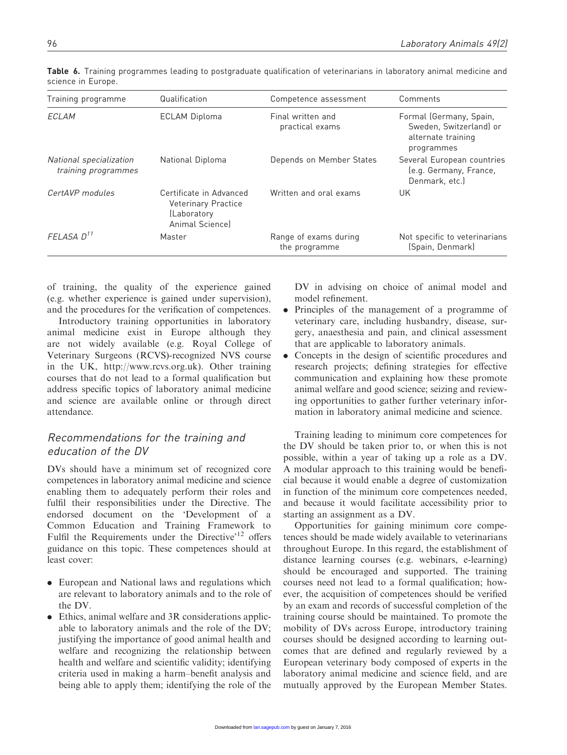**Table 6.** Training programmes leading to postgraduate qualification of veterinarians in laboratory animal medicine and science in Europe.

| Training programme | Qualification | Competence assessment | Comments |
|---|---|---|---|
| *ECLAM* | ECLAM Diploma | Final written and practical exams | Formal (Germany, Spain, Sweden, Switzerland) or alternate training programmes |
| *National specialization training programmes* | National Diploma | Depends on Member States | Several European countries (e.g. Germany, France, Denmark, etc.) |
| *CertAVP modules* | Certificate in Advanced Veterinary Practice (Laboratory Animal Science) | Written and oral exams | UK |
| *FELASA D*[11] | Master | Range of exams during the programme | Not specific to veterinarians (Spain, Denmark) |

of training, the quality of the experience gained (e.g. whether experience is gained under supervision), and the procedures for the verification of competences.

Introductory training opportunities in laboratory animal medicine exist in Europe although they are not widely available (e.g. Royal College of Veterinary Surgeons (RCVS)-recognized NVS course in the UK, http://www.rcvs.org.uk). Other training courses that do not lead to a formal qualification but address specific topics of laboratory animal medicine and science are available online or through direct attendance.

## Recommendations for the training and education of the DV

DVs should have a minimum set of recognized core competences in laboratory animal medicine and science enabling them to adequately perform their roles and fulfil their responsibilities under the Directive. The endorsed document on the 'Development of a Common Education and Training Framework to Fulfil the Requirements under the Directive'[12] offers guidance on this topic. These competences should at least cover:

- European and National laws and regulations which are relevant to laboratory animals and to the role of the DV.
- Ethics, animal welfare and 3R considerations applicable to laboratory animals and the role of the DV; justifying the importance of good animal health and welfare and recognizing the relationship between health and welfare and scientific validity; identifying criteria used in making a harm–benefit analysis and being able to apply them; identifying the role of the DV in advising on choice of animal model and model refinement.
- Principles of the management of a programme of veterinary care, including husbandry, disease, surgery, anaesthesia and pain, and clinical assessment that are applicable to laboratory animals.
- Concepts in the design of scientific procedures and research projects; defining strategies for effective communication and explaining how these promote animal welfare and good science; seizing and reviewing opportunities to gather further veterinary information in laboratory animal medicine and science.

Training leading to minimum core competences for the DV should be taken prior to, or when this is not possible, within a year of taking up a role as a DV. A modular approach to this training would be beneficial because it would enable a degree of customization in function of the minimum core competences needed, and because it would facilitate accessibility prior to starting an assignment as a DV.

Opportunities for gaining minimum core competences should be made widely available to veterinarians throughout Europe. In this regard, the establishment of distance learning courses (e.g. webinars, e-learning) should be encouraged and supported. The training courses need not lead to a formal qualification; however, the acquisition of competences should be verified by an exam and records of successful completion of the training course should be maintained. To promote the mobility of DVs across Europe, introductory training courses should be designed according to learning outcomes that are defined and regularly reviewed by a European veterinary body composed of experts in the laboratory animal medicine and science field, and are mutually approved by the European Member States.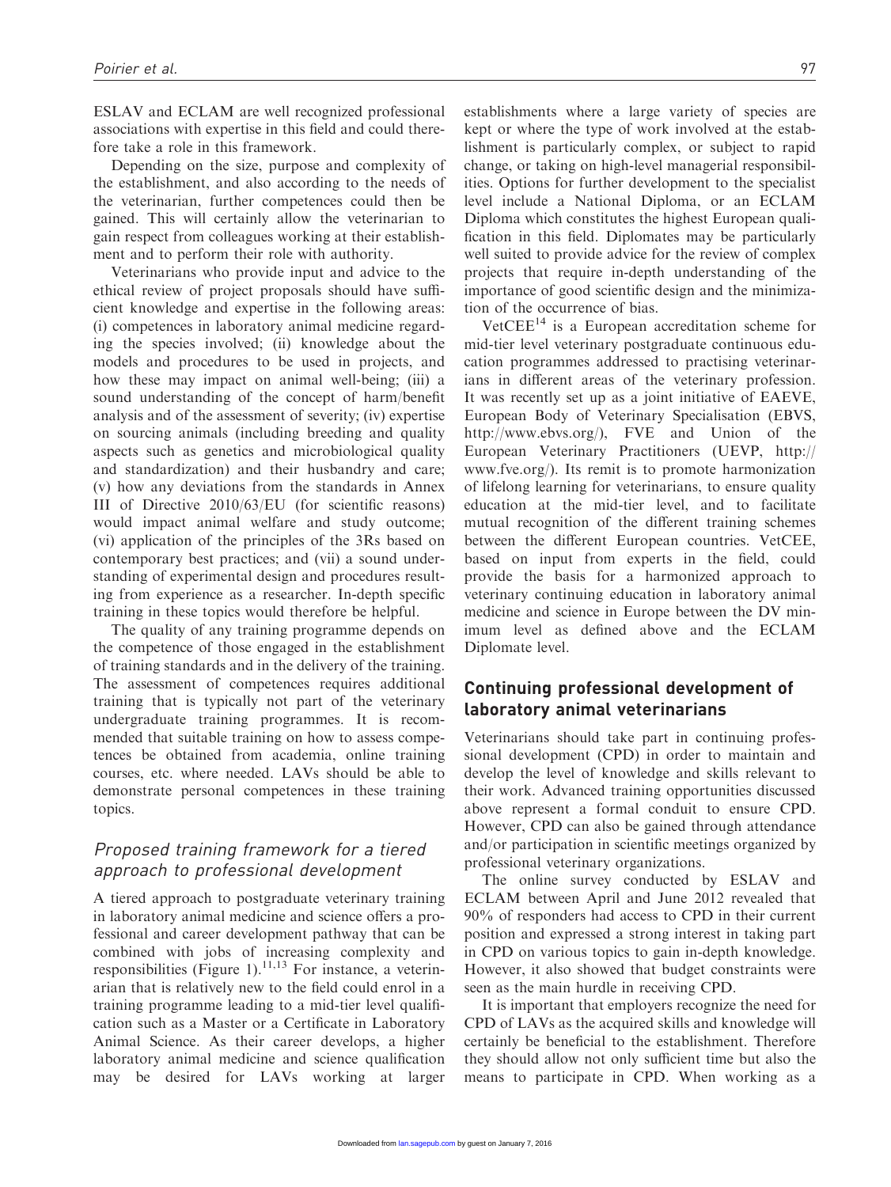ESLAV and ECLAM are well recognized professional associations with expertise in this field and could therefore take a role in this framework.

Depending on the size, purpose and complexity of the establishment, and also according to the needs of the veterinarian, further competences could then be gained. This will certainly allow the veterinarian to gain respect from colleagues working at their establishment and to perform their role with authority.

Veterinarians who provide input and advice to the ethical review of project proposals should have sufficient knowledge and expertise in the following areas: (i) competences in laboratory animal medicine regarding the species involved; (ii) knowledge about the models and procedures to be used in projects, and how these may impact on animal well-being; (iii) a sound understanding of the concept of harm/benefit analysis and of the assessment of severity; (iv) expertise on sourcing animals (including breeding and quality aspects such as genetics and microbiological quality and standardization) and their husbandry and care; (v) how any deviations from the standards in Annex III of Directive 2010/63/EU (for scientific reasons) would impact animal welfare and study outcome; (vi) application of the principles of the 3Rs based on contemporary best practices; and (vii) a sound understanding of experimental design and procedures resulting from experience as a researcher. In-depth specific training in these topics would therefore be helpful.

The quality of any training programme depends on the competence of those engaged in the establishment of training standards and in the delivery of the training. The assessment of competences requires additional training that is typically not part of the veterinary undergraduate training programmes. It is recommended that suitable training on how to assess competences be obtained from academia, online training courses, etc. where needed. LAVs should be able to demonstrate personal competences in these training topics.

### *Proposed training framework for a tiered approach to professional development*

A tiered approach to postgraduate veterinary training in laboratory animal medicine and science offers a professional and career development pathway that can be combined with jobs of increasing complexity and responsibilities (Figure 1).[11,13] For instance, a veterinarian that is relatively new to the field could enrol in a training programme leading to a mid-tier level qualification such as a Master or a Certificate in Laboratory Animal Science. As their career develops, a higher laboratory animal medicine and science qualification may be desired for LAVs working at larger establishments where a large variety of species are kept or where the type of work involved at the establishment is particularly complex, or subject to rapid change, or taking on high-level managerial responsibilities. Options for further development to the specialist level include a National Diploma, or an ECLAM Diploma which constitutes the highest European qualification in this field. Diplomates may be particularly well suited to provide advice for the review of complex projects that require in-depth understanding of the importance of good scientific design and the minimization of the occurrence of bias.

VetCEE[14] is a European accreditation scheme for mid-tier level veterinary postgraduate continuous education programmes addressed to practising veterinarians in different areas of the veterinary profession. It was recently set up as a joint initiative of EAEVE, European Body of Veterinary Specialisation (EBVS, http://www.ebvs.org/), FVE and Union of the European Veterinary Practitioners (UEVP, http://www.fve.org/). Its remit is to promote harmonization of lifelong learning for veterinarians, to ensure quality education at the mid-tier level, and to facilitate mutual recognition of the different training schemes between the different European countries. VetCEE, based on input from experts in the field, could provide the basis for a harmonized approach to veterinary continuing education in laboratory animal medicine and science in Europe between the DV minimum level as defined above and the ECLAM Diplomate level.

## Continuing professional development of laboratory animal veterinarians

Veterinarians should take part in continuing professional development (CPD) in order to maintain and develop the level of knowledge and skills relevant to their work. Advanced training opportunities discussed above represent a formal conduit to ensure CPD. However, CPD can also be gained through attendance and/or participation in scientific meetings organized by professional veterinary organizations.

The online survey conducted by ESLAV and ECLAM between April and June 2012 revealed that 90% of responders had access to CPD in their current position and expressed a strong interest in taking part in CPD on various topics to gain in-depth knowledge. However, it also showed that budget constraints were seen as the main hurdle in receiving CPD.

It is important that employers recognize the need for CPD of LAVs as the acquired skills and knowledge will certainly be beneficial to the establishment. Therefore they should allow not only sufficient time but also the means to participate in CPD. When working as a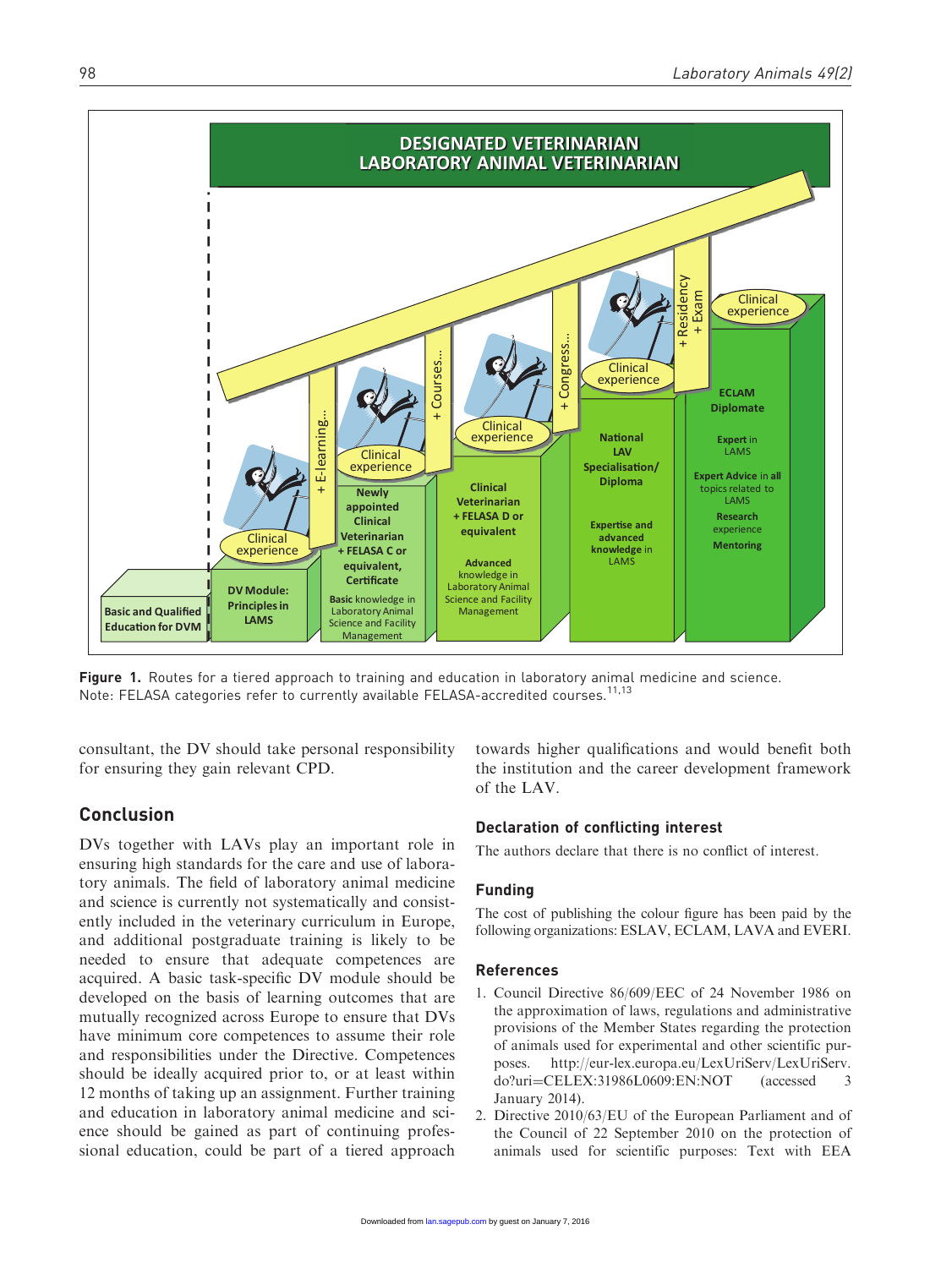**Figure 1.** Routes for a tiered approach to training and education in laboratory animal medicine and science. Note: FELASA categories refer to currently available FELASA-accredited courses.[11,13]

consultant, the DV should take personal responsibility for ensuring they gain relevant CPD.

## Conclusion

DVs together with LAVs play an important role in ensuring high standards for the care and use of laboratory animals. The field of laboratory animal medicine and science is currently not systematically and consistently included in the veterinary curriculum in Europe, and additional postgraduate training is likely to be needed to ensure that adequate competences are acquired. A basic task-specific DV module should be developed on the basis of learning outcomes that are mutually recognized across Europe to ensure that DVs have minimum core competences to assume their role and responsibilities under the Directive. Competences should be ideally acquired prior to, or at least within 12 months of taking up an assignment. Further training and education in laboratory animal medicine and science should be gained as part of continuing professional education, could be part of a tiered approach towards higher qualifications and would benefit both the institution and the career development framework of the LAV.

### Declaration of conflicting interest

The authors declare that there is no conflict of interest.

### Funding

The cost of publishing the colour figure has been paid by the following organizations: ESLAV, ECLAM, LAVA and EVERI.

### References

1. Council Directive 86/609/EEC of 24 November 1986 on the approximation of laws, regulations and administrative provisions of the Member States regarding the protection of animals used for experimental and other scientific purposes. http://eur-lex.europa.eu/LexUriServ/LexUriServ.do?uri=CELEX:31986L0609:EN:NOT (accessed 3 January 2014).
2. Directive 2010/63/EU of the European Parliament and of the Council of 22 September 2010 on the protection of animals used for scientific purposes: Text with EEA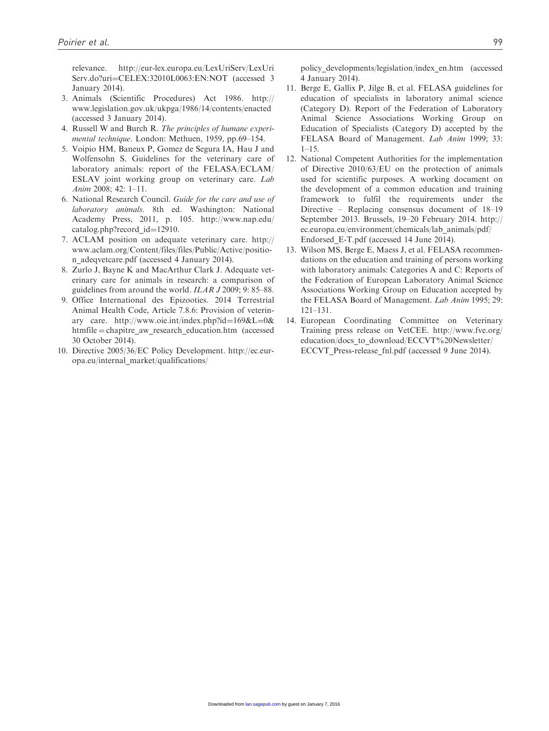relevance. http://eur-lex.europa.eu/LexUriServ/LexUriServ.do?uri=CELEX:32010L0063:EN:NOT (accessed 3 January 2014).

3. Animals (Scientific Procedures) Act 1986. http://www.legislation.gov.uk/ukpga/1986/14/contents/enacted (accessed 3 January 2014).
4. Russell W and Burch R. *The principles of humane experimental technique*. London: Methuen, 1959, pp.69–154.
5. Voipio HM, Baneux P, Gomez de Segura IA, Hau J and Wolfensohn S. Guidelines for the veterinary care of laboratory animals: report of the FELASA/ECLAM/ESLAV joint working group on veterinary care. *Lab Anim* 2008; 42: 1–11.
6. National Research Council. *Guide for the care and use of laboratory animals*. 8th ed. Washington: National Academy Press, 2011, p. 105. http://www.nap.edu/catalog.php?record_id=12910.
7. ACLAM position on adequate veterinary care. http://www.aclam.org/Content/files/files/Public/Active/position_adeqvetcare.pdf (accessed 4 January 2014).
8. Zurlo J, Bayne K and MacArthur Clark J. Adequate veterinary care for animals in research: a comparison of guidelines from around the world. *ILAR J* 2009; 9: 85–88.
9. Office International des Epizooties. 2014 Terrestrial Animal Health Code, Article 7.8.6: Provision of veterinary care. http://www.oie.int/index.php?id=169&L=0&htmfile=chapitre_aw_research_education.htm (accessed 30 October 2014).
10. Directive 2005/36/EC Policy Development. http://ec.europa.eu/internal_market/qualifications/policy_developments/legislation/index_en.htm (accessed 4 January 2014).
11. Berge E, Gallix P, Jilge B, et al. FELASA guidelines for education of specialists in laboratory animal science (Category D). Report of the Federation of Laboratory Animal Science Associations Working Group on Education of Specialists (Category D) accepted by the FELASA Board of Management. *Lab Anim* 1999; 33: 1–15.
12. National Competent Authorities for the implementation of Directive 2010/63/EU on the protection of animals used for scientific purposes. A working document on the development of a common education and training framework to fulfil the requirements under the Directive – Replacing consensus document of 18–19 September 2013. Brussels, 19–20 February 2014. http://ec.europa.eu/environment/chemicals/lab_animals/pdf/Endorsed_E-T.pdf (accessed 14 June 2014).
13. Wilson MS, Berge E, Maess J, et al. FELASA recommendations on the education and training of persons working with laboratory animals: Categories A and C: Reports of the Federation of European Laboratory Animal Science Associations Working Group on Education accepted by the FELASA Board of Management. *Lab Anim* 1995; 29: 121–131.
14. European Coordinating Committee on Veterinary Training press release on VetCEE. http://www.fve.org/education/docs_to_download/ECCVT%20Newsletter/ECCVT_Press-release_fnl.pdf (accessed 9 June 2014).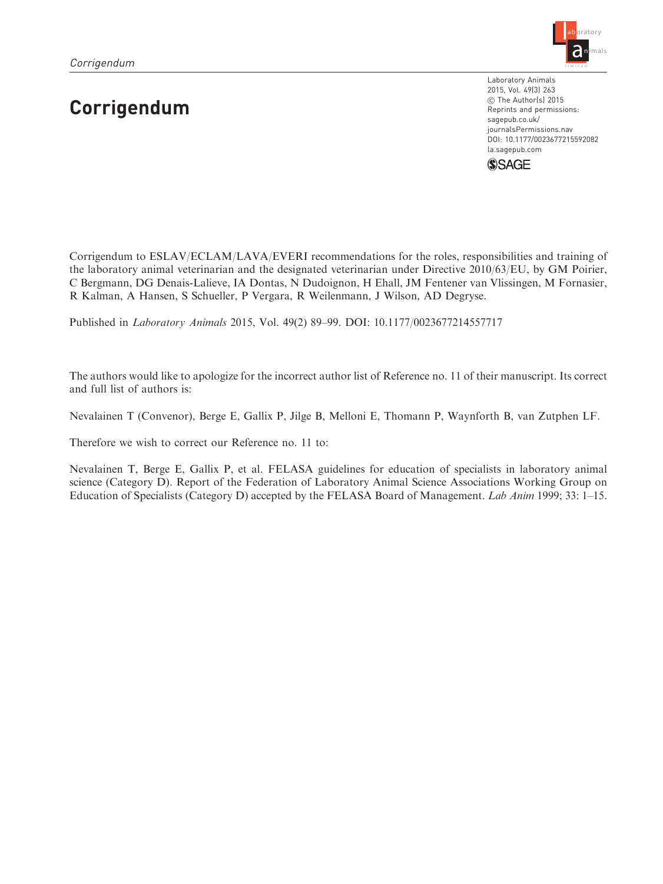# Corrigendum

Corrigendum to ESLAV/ECLAM/LAVA/EVERI recommendations for the roles, responsibilities and training of the laboratory animal veterinarian and the designated veterinarian under Directive 2010/63/EU, by GM Poirier, C Bergmann, DG Denais-Lalieve, IA Dontas, N Dudoignon, H Ehall, JM Fentener van Vlissingen, M Fornasier, R Kalman, A Hansen, S Schueller, P Vergara, R Weilenmann, J Wilson, AD Degryse.

Published in *Laboratory Animals* 2015, Vol. 49(2) 89–99. DOI: 10.1177/0023677214557717

The authors would like to apologize for the incorrect author list of Reference no. 11 of their manuscript. Its correct and full list of authors is:

Nevalainen T (Convenor), Berge E, Gallix P, Jilge B, Melloni E, Thomann P, Waynforth B, van Zutphen LF.

Therefore we wish to correct our Reference no. 11 to:

Nevalainen T, Berge E, Gallix P, et al. FELASA guidelines for education of specialists in laboratory animal science (Category D). Report of the Federation of Laboratory Animal Science Associations Working Group on Education of Specialists (Category D) accepted by the FELASA Board of Management. *Lab Anim* 1999; 33: 1–15.